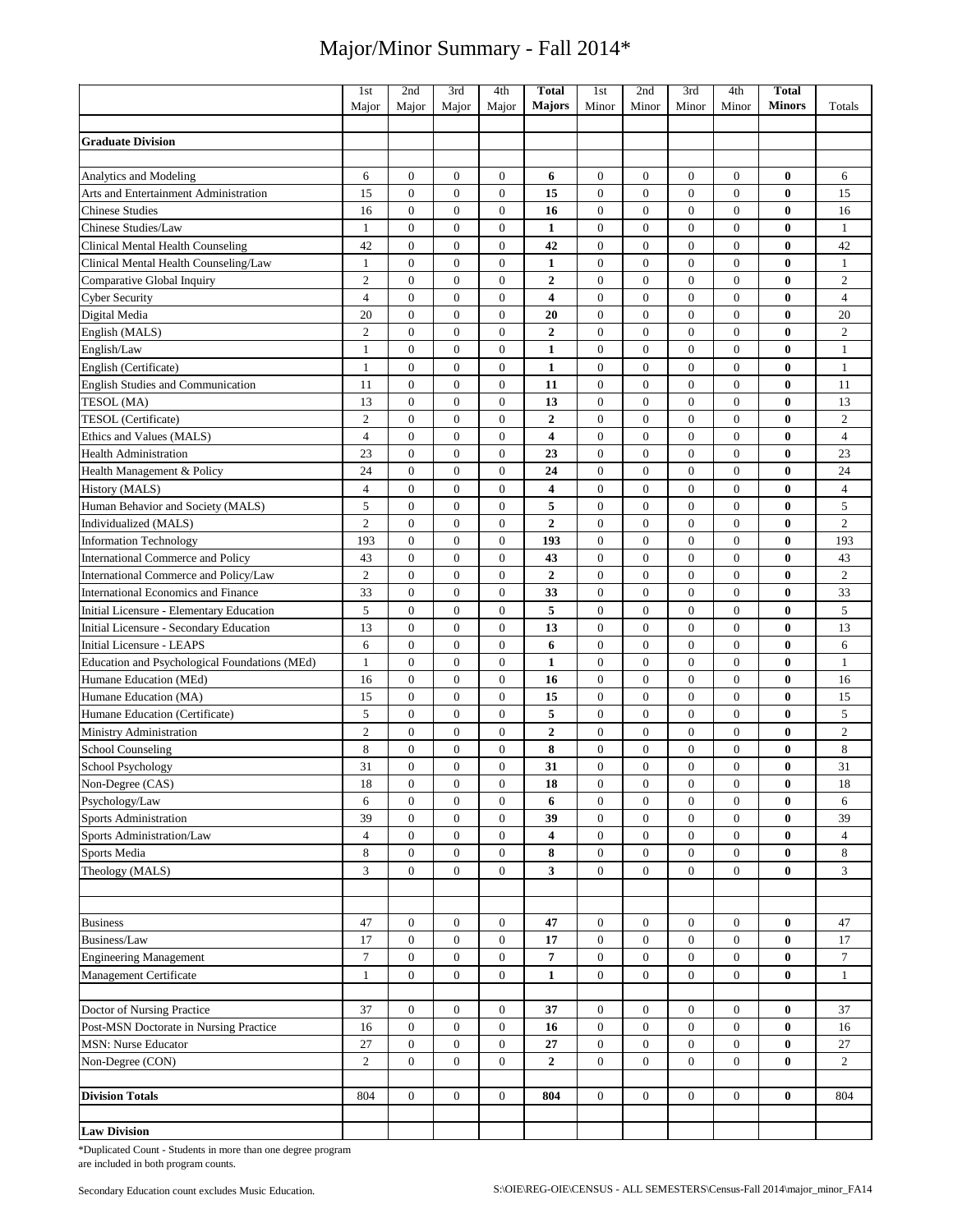# Major/Minor Summary - Fall 2014*

| | 1st Major | 2nd Major | 3rd Major | 4th Major | **Total Majors** | 1st Minor | 2nd Minor | 3rd Minor | 4th Minor | **Total Minors** | Totals |
|---|---|---|---|---|---|---|---|---|---|---|---|
| | | | | | | | | | | | |
| **Graduate Division** | | | | | | | | | | | |
| | | | | | | | | | | | |
| Analytics and Modeling | 6 | 0 | 0 | 0 | **6** | 0 | 0 | 0 | 0 | **0** | 6 |
| Arts and Entertainment Administration | 15 | 0 | 0 | 0 | **15** | 0 | 0 | 0 | 0 | **0** | 15 |
| Chinese Studies | 16 | 0 | 0 | 0 | **16** | 0 | 0 | 0 | 0 | **0** | 16 |
| Chinese Studies/Law | 1 | 0 | 0 | 0 | **1** | 0 | 0 | 0 | 0 | **0** | 1 |
| Clinical Mental Health Counseling | 42 | 0 | 0 | 0 | **42** | 0 | 0 | 0 | 0 | **0** | 42 |
| Clinical Mental Health Counseling/Law | 1 | 0 | 0 | 0 | **1** | 0 | 0 | 0 | 0 | **0** | 1 |
| Comparative Global Inquiry | 2 | 0 | 0 | 0 | **2** | 0 | 0 | 0 | 0 | **0** | 2 |
| Cyber Security | 4 | 0 | 0 | 0 | **4** | 0 | 0 | 0 | 0 | **0** | 4 |
| Digital Media | 20 | 0 | 0 | 0 | **20** | 0 | 0 | 0 | 0 | **0** | 20 |
| English (MALS) | 2 | 0 | 0 | 0 | **2** | 0 | 0 | 0 | 0 | **0** | 2 |
| English/Law | 1 | 0 | 0 | 0 | **1** | 0 | 0 | 0 | 0 | **0** | 1 |
| English (Certificate) | 1 | 0 | 0 | 0 | **1** | 0 | 0 | 0 | 0 | **0** | 1 |
| English Studies and Communication | 11 | 0 | 0 | 0 | **11** | 0 | 0 | 0 | 0 | **0** | 11 |
| TESOL (MA) | 13 | 0 | 0 | 0 | **13** | 0 | 0 | 0 | 0 | **0** | 13 |
| TESOL (Certificate) | 2 | 0 | 0 | 0 | **2** | 0 | 0 | 0 | 0 | **0** | 2 |
| Ethics and Values (MALS) | 4 | 0 | 0 | 0 | **4** | 0 | 0 | 0 | 0 | **0** | 4 |
| Health Administration | 23 | 0 | 0 | 0 | **23** | 0 | 0 | 0 | 0 | **0** | 23 |
| Health Management & Policy | 24 | 0 | 0 | 0 | **24** | 0 | 0 | 0 | 0 | **0** | 24 |
| History (MALS) | 4 | 0 | 0 | 0 | **4** | 0 | 0 | 0 | 0 | **0** | 4 |
| Human Behavior and Society (MALS) | 5 | 0 | 0 | 0 | **5** | 0 | 0 | 0 | 0 | **0** | 5 |
| Individualized (MALS) | 2 | 0 | 0 | 0 | **2** | 0 | 0 | 0 | 0 | **0** | 2 |
| Information Technology | 193 | 0 | 0 | 0 | **193** | 0 | 0 | 0 | 0 | **0** | 193 |
| International Commerce and Policy | 43 | 0 | 0 | 0 | **43** | 0 | 0 | 0 | 0 | **0** | 43 |
| International Commerce and Policy/Law | 2 | 0 | 0 | 0 | **2** | 0 | 0 | 0 | 0 | **0** | 2 |
| International Economics and Finance | 33 | 0 | 0 | 0 | **33** | 0 | 0 | 0 | 0 | **0** | 33 |
| Initial Licensure - Elementary Education | 5 | 0 | 0 | 0 | **5** | 0 | 0 | 0 | 0 | **0** | 5 |
| Initial Licensure - Secondary Education | 13 | 0 | 0 | 0 | **13** | 0 | 0 | 0 | 0 | **0** | 13 |
| Initial Licensure - LEAPS | 6 | 0 | 0 | 0 | **6** | 0 | 0 | 0 | 0 | **0** | 6 |
| Education and Psychological Foundations (MEd) | 1 | 0 | 0 | 0 | **1** | 0 | 0 | 0 | 0 | **0** | 1 |
| Humane Education (MEd) | 16 | 0 | 0 | 0 | **16** | 0 | 0 | 0 | 0 | **0** | 16 |
| Humane Education (MA) | 15 | 0 | 0 | 0 | **15** | 0 | 0 | 0 | 0 | **0** | 15 |
| Humane Education (Certificate) | 5 | 0 | 0 | 0 | **5** | 0 | 0 | 0 | 0 | **0** | 5 |
| Ministry Administration | 2 | 0 | 0 | 0 | **2** | 0 | 0 | 0 | 0 | **0** | 2 |
| School Counseling | 8 | 0 | 0 | 0 | **8** | 0 | 0 | 0 | 0 | **0** | 8 |
| School Psychology | 31 | 0 | 0 | 0 | **31** | 0 | 0 | 0 | 0 | **0** | 31 |
| Non-Degree (CAS) | 18 | 0 | 0 | 0 | **18** | 0 | 0 | 0 | 0 | **0** | 18 |
| Psychology/Law | 6 | 0 | 0 | 0 | **6** | 0 | 0 | 0 | 0 | **0** | 6 |
| Sports Administration | 39 | 0 | 0 | 0 | **39** | 0 | 0 | 0 | 0 | **0** | 39 |
| Sports Administration/Law | 4 | 0 | 0 | 0 | **4** | 0 | 0 | 0 | 0 | **0** | 4 |
| Sports Media | 8 | 0 | 0 | 0 | **8** | 0 | 0 | 0 | 0 | **0** | 8 |
| Theology (MALS) | 3 | 0 | 0 | 0 | **3** | 0 | 0 | 0 | 0 | **0** | 3 |
| | | | | | | | | | | | |
| | | | | | | | | | | | |
| Business | 47 | 0 | 0 | 0 | **47** | 0 | 0 | 0 | 0 | **0** | 47 |
| Business/Law | 17 | 0 | 0 | 0 | **17** | 0 | 0 | 0 | 0 | **0** | 17 |
| Engineering Management | 7 | 0 | 0 | 0 | **7** | 0 | 0 | 0 | 0 | **0** | 7 |
| Management Certificate | 1 | 0 | 0 | 0 | **1** | 0 | 0 | 0 | 0 | **0** | 1 |
| | | | | | | | | | | | |
| Doctor of Nursing Practice | 37 | 0 | 0 | 0 | **37** | 0 | 0 | 0 | 0 | **0** | 37 |
| Post-MSN Doctorate in Nursing Practice | 16 | 0 | 0 | 0 | **16** | 0 | 0 | 0 | 0 | **0** | 16 |
| MSN: Nurse Educator | 27 | 0 | 0 | 0 | **27** | 0 | 0 | 0 | 0 | **0** | 27 |
| Non-Degree (CON) | 2 | 0 | 0 | 0 | **2** | 0 | 0 | 0 | 0 | **0** | 2 |
| | | | | | | | | | | | |
| **Division Totals** | 804 | 0 | 0 | 0 | **804** | 0 | 0 | 0 | 0 | **0** | 804 |
| | | | | | | | | | | | |
| **Law Division** | | | | | | | | | | | |

*Duplicated Count - Students in more than one degree program are included in both program counts.

Secondary Education count excludes Music Education.

S:\OIE\REG-OIE\CENSUS - ALL SEMESTERS\Census-Fall 2014\major_minor_FA14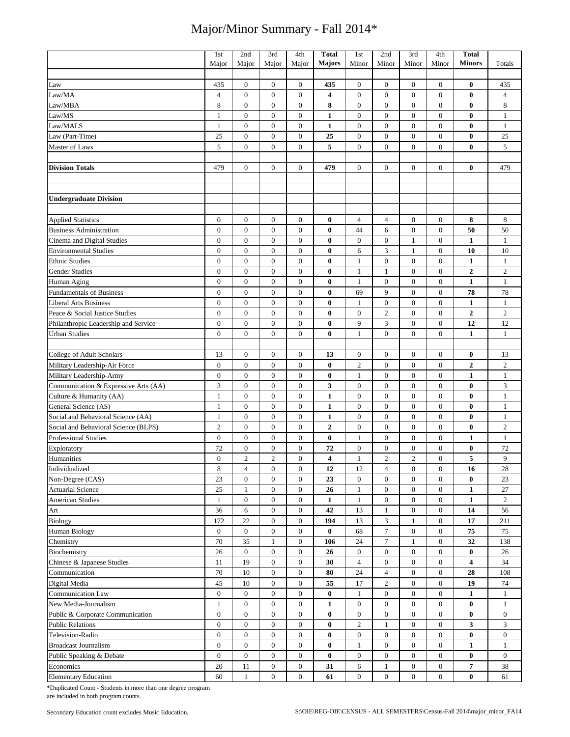# Major/Minor Summary - Fall 2014*

| | 1st Major | 2nd Major | 3rd Major | 4th Major | **Total Majors** | 1st Minor | 2nd Minor | 3rd Minor | 4th Minor | **Total Minors** | Totals |
|---|---|---|---|---|---|---|---|---|---|---|---|
| Law | 435 | 0 | 0 | 0 | **435** | 0 | 0 | 0 | 0 | **0** | 435 |
| Law/MA | 4 | 0 | 0 | 0 | **4** | 0 | 0 | 0 | 0 | **0** | 4 |
| Law/MBA | 8 | 0 | 0 | 0 | **8** | 0 | 0 | 0 | 0 | **0** | 8 |
| Law/MS | 1 | 0 | 0 | 0 | **1** | 0 | 0 | 0 | 0 | **0** | 1 |
| Law/MALS | 1 | 0 | 0 | 0 | **1** | 0 | 0 | 0 | 0 | **0** | 1 |
| Law (Part-Time) | 25 | 0 | 0 | 0 | **25** | 0 | 0 | 0 | 0 | **0** | 25 |
| Master of Laws | 5 | 0 | 0 | 0 | **5** | 0 | 0 | 0 | 0 | **0** | 5 |
| | | | | | | | | | | | |
| **Division Totals** | 479 | 0 | 0 | 0 | **479** | 0 | 0 | 0 | 0 | **0** | 479 |
| | | | | | | | | | | | |
| **Undergraduate Division** | | | | | | | | | | | |
| | | | | | | | | | | | |
| Applied Statistics | 0 | 0 | 0 | 0 | **0** | 4 | 4 | 0 | 0 | **8** | 8 |
| Business Administration | 0 | 0 | 0 | 0 | **0** | 44 | 6 | 0 | 0 | **50** | 50 |
| Cinema and Digital Studies | 0 | 0 | 0 | 0 | **0** | 0 | 0 | 1 | 0 | **1** | 1 |
| Environmental Studies | 0 | 0 | 0 | 0 | **0** | 6 | 3 | 1 | 0 | **10** | 10 |
| Ethnic Studies | 0 | 0 | 0 | 0 | **0** | 1 | 0 | 0 | 0 | **1** | 1 |
| Gender Studies | 0 | 0 | 0 | 0 | **0** | 1 | 1 | 0 | 0 | **2** | 2 |
| Human Aging | 0 | 0 | 0 | 0 | **0** | 1 | 0 | 0 | 0 | **1** | 1 |
| Fundamentals of Business | 0 | 0 | 0 | 0 | **0** | 69 | 9 | 0 | 0 | **78** | 78 |
| Liberal Arts Business | 0 | 0 | 0 | 0 | **0** | 1 | 0 | 0 | 0 | **1** | 1 |
| Peace & Social Justice Studies | 0 | 0 | 0 | 0 | **0** | 0 | 2 | 0 | 0 | **2** | 2 |
| Philanthropic Leadership and Service | 0 | 0 | 0 | 0 | **0** | 9 | 3 | 0 | 0 | **12** | 12 |
| Urban Studies | 0 | 0 | 0 | 0 | **0** | 1 | 0 | 0 | 0 | **1** | 1 |
| | | | | | | | | | | | |
| College of Adult Scholars | 13 | 0 | 0 | 0 | **13** | 0 | 0 | 0 | 0 | **0** | 13 |
| Military Leadership-Air Force | 0 | 0 | 0 | 0 | **0** | 2 | 0 | 0 | 0 | **2** | 2 |
| Military Leadership-Army | 0 | 0 | 0 | 0 | **0** | 1 | 0 | 0 | 0 | **1** | 1 |
| Communication & Expressive Arts (AA) | 3 | 0 | 0 | 0 | **3** | 0 | 0 | 0 | 0 | **0** | 3 |
| Culture & Humanity (AA) | 1 | 0 | 0 | 0 | **1** | 0 | 0 | 0 | 0 | **0** | 1 |
| General Science (AS) | 1 | 0 | 0 | 0 | **1** | 0 | 0 | 0 | 0 | **0** | 1 |
| Social and Behavioral Science (AA) | 1 | 0 | 0 | 0 | **1** | 0 | 0 | 0 | 0 | **0** | 1 |
| Social and Behavioral Science (BLPS) | 2 | 0 | 0 | 0 | **2** | 0 | 0 | 0 | 0 | **0** | 2 |
| Professional Studies | 0 | 0 | 0 | 0 | **0** | 1 | 0 | 0 | 0 | **1** | 1 |
| Exploratory | 72 | 0 | 0 | 0 | **72** | 0 | 0 | 0 | 0 | **0** | 72 |
| Humanities | 0 | 2 | 2 | 0 | **4** | 1 | 2 | 2 | 0 | **5** | 9 |
| Individualized | 8 | 4 | 0 | 0 | **12** | 12 | 4 | 0 | 0 | **16** | 28 |
| Non-Degree (CAS) | 23 | 0 | 0 | 0 | **23** | 0 | 0 | 0 | 0 | **0** | 23 |
| Actuarial Science | 25 | 1 | 0 | 0 | **26** | 1 | 0 | 0 | 0 | **1** | 27 |
| American Studies | 1 | 0 | 0 | 0 | **1** | 1 | 0 | 0 | 0 | **1** | 2 |
| Art | 36 | 6 | 0 | 0 | **42** | 13 | 1 | 0 | 0 | **14** | 56 |
| Biology | 172 | 22 | 0 | 0 | **194** | 13 | 3 | 1 | 0 | **17** | 211 |
| Human Biology | 0 | 0 | 0 | 0 | **0** | 68 | 7 | 0 | 0 | **75** | 75 |
| Chemistry | 70 | 35 | 1 | 0 | **106** | 24 | 7 | 1 | 0 | **32** | 138 |
| Biochemistry | 26 | 0 | 0 | 0 | **26** | 0 | 0 | 0 | 0 | **0** | 26 |
| Chinese & Japanese Studies | 11 | 19 | 0 | 0 | **30** | 4 | 0 | 0 | 0 | **4** | 34 |
| Communication | 70 | 10 | 0 | 0 | **80** | 24 | 4 | 0 | 0 | **28** | 108 |
| Digital Media | 45 | 10 | 0 | 0 | **55** | 17 | 2 | 0 | 0 | **19** | 74 |
| Communication Law | 0 | 0 | 0 | 0 | **0** | 1 | 0 | 0 | 0 | **1** | 1 |
| New Media-Journalism | 1 | 0 | 0 | 0 | **1** | 0 | 0 | 0 | 0 | **0** | 1 |
| Public & Corporate Communication | 0 | 0 | 0 | 0 | **0** | 0 | 0 | 0 | 0 | **0** | 0 |
| Public Relations | 0 | 0 | 0 | 0 | **0** | 2 | 1 | 0 | 0 | **3** | 3 |
| Television-Radio | 0 | 0 | 0 | 0 | **0** | 0 | 0 | 0 | 0 | **0** | 0 |
| Broadcast Journalism | 0 | 0 | 0 | 0 | **0** | 1 | 0 | 0 | 0 | **1** | 1 |
| Public Speaking & Debate | 0 | 0 | 0 | 0 | **0** | 0 | 0 | 0 | 0 | **0** | 0 |
| Economics | 20 | 11 | 0 | 0 | **31** | 6 | 1 | 0 | 0 | **7** | 38 |
| Elementary Education | 60 | 1 | 0 | 0 | **61** | 0 | 0 | 0 | 0 | **0** | 61 |

*Duplicated Count - Students in more than one degree program are included in both program counts.

Secondary Education count excludes Music Education.

S:\OIE\REG-OIE\CENSUS - ALL SEMESTERS\Census-Fall 2014\major_minor_FA14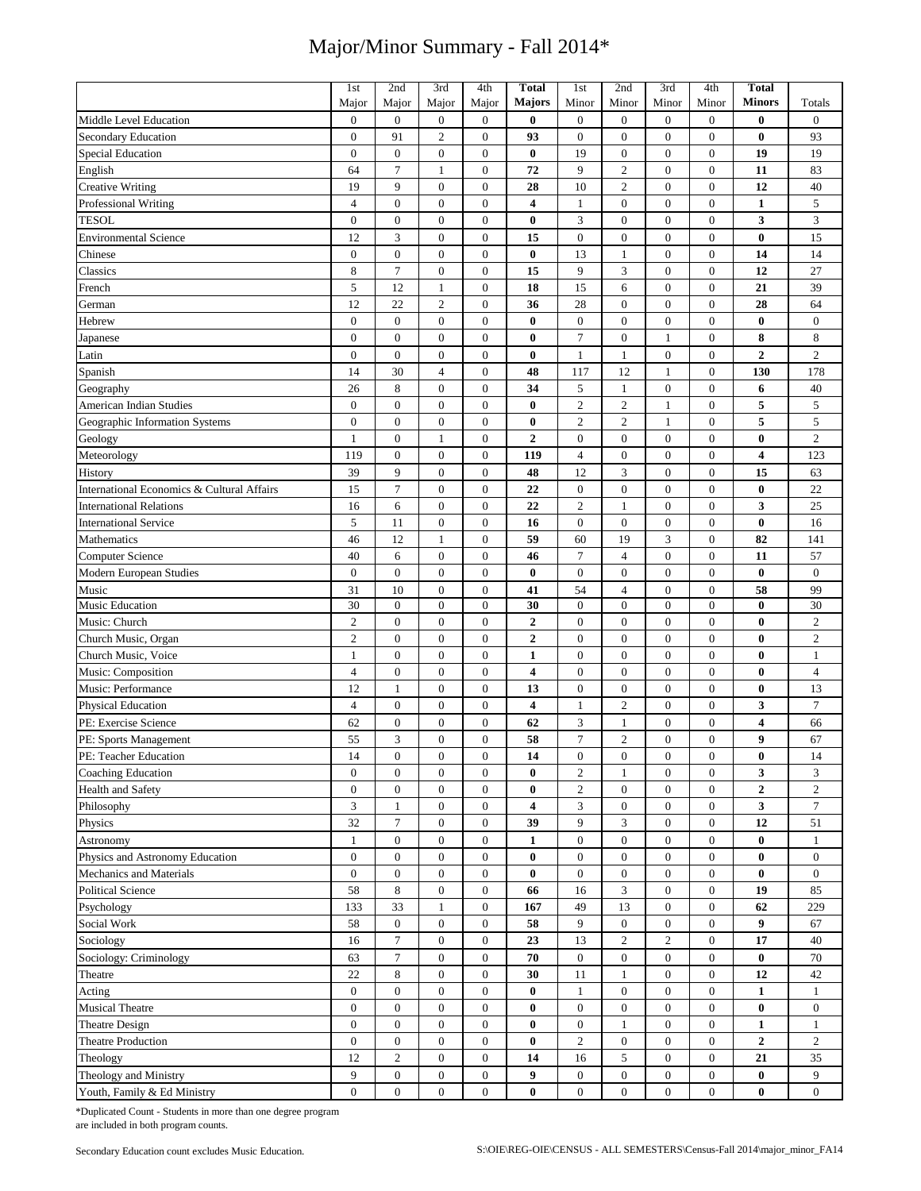# Major/Minor Summary - Fall 2014*

| | 1st Major | 2nd Major | 3rd Major | 4th Major | **Total Majors** | 1st Minor | 2nd Minor | 3rd Minor | 4th Minor | **Total Minors** | Totals |
|---|---|---|---|---|---|---|---|---|---|---|---|
| Middle Level Education | 0 | 0 | 0 | 0 | **0** | 0 | 0 | 0 | 0 | **0** | 0 |
| Secondary Education | 0 | 91 | 2 | 0 | **93** | 0 | 0 | 0 | 0 | **0** | 93 |
| Special Education | 0 | 0 | 0 | 0 | **0** | 19 | 0 | 0 | 0 | **19** | 19 |
| English | 64 | 7 | 1 | 0 | **72** | 9 | 2 | 0 | 0 | **11** | 83 |
| Creative Writing | 19 | 9 | 0 | 0 | **28** | 10 | 2 | 0 | 0 | **12** | 40 |
| Professional Writing | 4 | 0 | 0 | 0 | **4** | 1 | 0 | 0 | 0 | **1** | 5 |
| TESOL | 0 | 0 | 0 | 0 | **0** | 3 | 0 | 0 | 0 | **3** | 3 |
| Environmental Science | 12 | 3 | 0 | 0 | **15** | 0 | 0 | 0 | 0 | **0** | 15 |
| Chinese | 0 | 0 | 0 | 0 | **0** | 13 | 1 | 0 | 0 | **14** | 14 |
| Classics | 8 | 7 | 0 | 0 | **15** | 9 | 3 | 0 | 0 | **12** | 27 |
| French | 5 | 12 | 1 | 0 | **18** | 15 | 6 | 0 | 0 | **21** | 39 |
| German | 12 | 22 | 2 | 0 | **36** | 28 | 0 | 0 | 0 | **28** | 64 |
| Hebrew | 0 | 0 | 0 | 0 | **0** | 0 | 0 | 0 | 0 | **0** | 0 |
| Japanese | 0 | 0 | 0 | 0 | **0** | 7 | 0 | 1 | 0 | **8** | 8 |
| Latin | 0 | 0 | 0 | 0 | **0** | 1 | 1 | 0 | 0 | **2** | 2 |
| Spanish | 14 | 30 | 4 | 0 | **48** | 117 | 12 | 1 | 0 | **130** | 178 |
| Geography | 26 | 8 | 0 | 0 | **34** | 5 | 1 | 0 | 0 | **6** | 40 |
| American Indian Studies | 0 | 0 | 0 | 0 | **0** | 2 | 2 | 1 | 0 | **5** | 5 |
| Geographic Information Systems | 0 | 0 | 0 | 0 | **0** | 2 | 2 | 1 | 0 | **5** | 5 |
| Geology | 1 | 0 | 1 | 0 | **2** | 0 | 0 | 0 | 0 | **0** | 2 |
| Meteorology | 119 | 0 | 0 | 0 | **119** | 4 | 0 | 0 | 0 | **4** | 123 |
| History | 39 | 9 | 0 | 0 | **48** | 12 | 3 | 0 | 0 | **15** | 63 |
| International Economics & Cultural Affairs | 15 | 7 | 0 | 0 | **22** | 0 | 0 | 0 | 0 | **0** | 22 |
| International Relations | 16 | 6 | 0 | 0 | **22** | 2 | 1 | 0 | 0 | **3** | 25 |
| International Service | 5 | 11 | 0 | 0 | **16** | 0 | 0 | 0 | 0 | **0** | 16 |
| Mathematics | 46 | 12 | 1 | 0 | **59** | 60 | 19 | 3 | 0 | **82** | 141 |
| Computer Science | 40 | 6 | 0 | 0 | **46** | 7 | 4 | 0 | 0 | **11** | 57 |
| Modern European Studies | 0 | 0 | 0 | 0 | **0** | 0 | 0 | 0 | 0 | **0** | 0 |
| Music | 31 | 10 | 0 | 0 | **41** | 54 | 4 | 0 | 0 | **58** | 99 |
| Music Education | 30 | 0 | 0 | 0 | **30** | 0 | 0 | 0 | 0 | **0** | 30 |
| Music: Church | 2 | 0 | 0 | 0 | **2** | 0 | 0 | 0 | 0 | **0** | 2 |
| Church Music, Organ | 2 | 0 | 0 | 0 | **2** | 0 | 0 | 0 | 0 | **0** | 2 |
| Church Music, Voice | 1 | 0 | 0 | 0 | **1** | 0 | 0 | 0 | 0 | **0** | 1 |
| Music: Composition | 4 | 0 | 0 | 0 | **4** | 0 | 0 | 0 | 0 | **0** | 4 |
| Music: Performance | 12 | 1 | 0 | 0 | **13** | 0 | 0 | 0 | 0 | **0** | 13 |
| Physical Education | 4 | 0 | 0 | 0 | **4** | 1 | 2 | 0 | 0 | **3** | 7 |
| PE: Exercise Science | 62 | 0 | 0 | 0 | **62** | 3 | 1 | 0 | 0 | **4** | 66 |
| PE: Sports Management | 55 | 3 | 0 | 0 | **58** | 7 | 2 | 0 | 0 | **9** | 67 |
| PE: Teacher Education | 14 | 0 | 0 | 0 | **14** | 0 | 0 | 0 | 0 | **0** | 14 |
| Coaching Education | 0 | 0 | 0 | 0 | **0** | 2 | 1 | 0 | 0 | **3** | 3 |
| Health and Safety | 0 | 0 | 0 | 0 | **0** | 2 | 0 | 0 | 0 | **2** | 2 |
| Philosophy | 3 | 1 | 0 | 0 | **4** | 3 | 0 | 0 | 0 | **3** | 7 |
| Physics | 32 | 7 | 0 | 0 | **39** | 9 | 3 | 0 | 0 | **12** | 51 |
| Astronomy | 1 | 0 | 0 | 0 | **1** | 0 | 0 | 0 | 0 | **0** | 1 |
| Physics and Astronomy Education | 0 | 0 | 0 | 0 | **0** | 0 | 0 | 0 | 0 | **0** | 0 |
| Mechanics and Materials | 0 | 0 | 0 | 0 | **0** | 0 | 0 | 0 | 0 | **0** | 0 |
| Political Science | 58 | 8 | 0 | 0 | **66** | 16 | 3 | 0 | 0 | **19** | 85 |
| Psychology | 133 | 33 | 1 | 0 | **167** | 49 | 13 | 0 | 0 | **62** | 229 |
| Social Work | 58 | 0 | 0 | 0 | **58** | 9 | 0 | 0 | 0 | **9** | 67 |
| Sociology | 16 | 7 | 0 | 0 | **23** | 13 | 2 | 2 | 0 | **17** | 40 |
| Sociology: Criminology | 63 | 7 | 0 | 0 | **70** | 0 | 0 | 0 | 0 | **0** | 70 |
| Theatre | 22 | 8 | 0 | 0 | **30** | 11 | 1 | 0 | 0 | **12** | 42 |
| Acting | 0 | 0 | 0 | 0 | **0** | 1 | 0 | 0 | 0 | **1** | 1 |
| Musical Theatre | 0 | 0 | 0 | 0 | **0** | 0 | 0 | 0 | 0 | **0** | 0 |
| Theatre Design | 0 | 0 | 0 | 0 | **0** | 0 | 1 | 0 | 0 | **1** | 1 |
| Theatre Production | 0 | 0 | 0 | 0 | **0** | 2 | 0 | 0 | 0 | **2** | 2 |
| Theology | 12 | 2 | 0 | 0 | **14** | 16 | 5 | 0 | 0 | **21** | 35 |
| Theology and Ministry | 9 | 0 | 0 | 0 | **9** | 0 | 0 | 0 | 0 | **0** | 9 |
| Youth, Family & Ed Ministry | 0 | 0 | 0 | 0 | **0** | 0 | 0 | 0 | 0 | **0** | 0 |

*Duplicated Count - Students in more than one degree program are included in both program counts.

Secondary Education count excludes Music Education.

S:\OIE\REG-OIE\CENSUS - ALL SEMESTERS\Census-Fall 2014\major_minor_FA14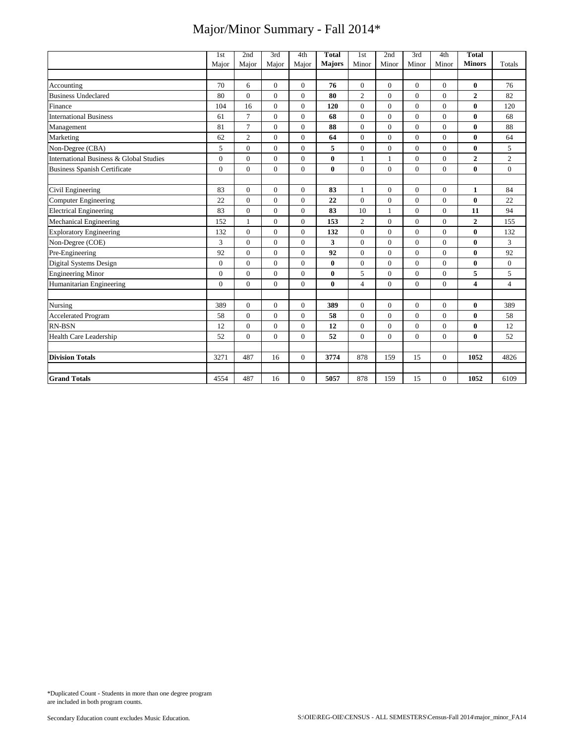# Major/Minor Summary - Fall 2014*

| | 1st Major | 2nd Major | 3rd Major | 4th Major | **Total Majors** | 1st Minor | 2nd Minor | 3rd Minor | 4th Minor | **Total Minors** | Totals |
|---|---|---|---|---|---|---|---|---|---|---|---|
| | | | | | | | | | | | |
| Accounting | 70 | 6 | 0 | 0 | **76** | 0 | 0 | 0 | 0 | **0** | 76 |
| Business Undeclared | 80 | 0 | 0 | 0 | **80** | 2 | 0 | 0 | 0 | **2** | 82 |
| Finance | 104 | 16 | 0 | 0 | **120** | 0 | 0 | 0 | 0 | **0** | 120 |
| International Business | 61 | 7 | 0 | 0 | **68** | 0 | 0 | 0 | 0 | **0** | 68 |
| Management | 81 | 7 | 0 | 0 | **88** | 0 | 0 | 0 | 0 | **0** | 88 |
| Marketing | 62 | 2 | 0 | 0 | **64** | 0 | 0 | 0 | 0 | **0** | 64 |
| Non-Degree (CBA) | 5 | 0 | 0 | 0 | **5** | 0 | 0 | 0 | 0 | **0** | 5 |
| International Business & Global Studies | 0 | 0 | 0 | 0 | **0** | 1 | 1 | 0 | 0 | **2** | 2 |
| Business Spanish Certificate | 0 | 0 | 0 | 0 | **0** | 0 | 0 | 0 | 0 | **0** | 0 |
| | | | | | | | | | | | |
| Civil Engineering | 83 | 0 | 0 | 0 | **83** | 1 | 0 | 0 | 0 | **1** | 84 |
| Computer Engineering | 22 | 0 | 0 | 0 | **22** | 0 | 0 | 0 | 0 | **0** | 22 |
| Electrical Engineering | 83 | 0 | 0 | 0 | **83** | 10 | 1 | 0 | 0 | **11** | 94 |
| Mechanical Engineering | 152 | 1 | 0 | 0 | **153** | 2 | 0 | 0 | 0 | **2** | 155 |
| Exploratory Engineering | 132 | 0 | 0 | 0 | **132** | 0 | 0 | 0 | 0 | **0** | 132 |
| Non-Degree (COE) | 3 | 0 | 0 | 0 | **3** | 0 | 0 | 0 | 0 | **0** | 3 |
| Pre-Engineering | 92 | 0 | 0 | 0 | **92** | 0 | 0 | 0 | 0 | **0** | 92 |
| Digital Systems Design | 0 | 0 | 0 | 0 | **0** | 0 | 0 | 0 | 0 | **0** | 0 |
| Engineering Minor | 0 | 0 | 0 | 0 | **0** | 5 | 0 | 0 | 0 | **5** | 5 |
| Humanitarian Engineering | 0 | 0 | 0 | 0 | **0** | 4 | 0 | 0 | 0 | **4** | 4 |
| | | | | | | | | | | | |
| Nursing | 389 | 0 | 0 | 0 | **389** | 0 | 0 | 0 | 0 | **0** | 389 |
| Accelerated Program | 58 | 0 | 0 | 0 | **58** | 0 | 0 | 0 | 0 | **0** | 58 |
| RN-BSN | 12 | 0 | 0 | 0 | **12** | 0 | 0 | 0 | 0 | **0** | 12 |
| Health Care Leadership | 52 | 0 | 0 | 0 | **52** | 0 | 0 | 0 | 0 | **0** | 52 |
| | | | | | | | | | | | |
| **Division Totals** | 3271 | 487 | 16 | 0 | **3774** | 878 | 159 | 15 | 0 | **1052** | 4826 |
| | | | | | | | | | | | |
| **Grand Totals** | 4554 | 487 | 16 | 0 | **5057** | 878 | 159 | 15 | 0 | **1052** | 6109 |

*Duplicated Count - Students in more than one degree program are included in both program counts.

Secondary Education count excludes Music Education.

S:\OIE\REG-OIE\CENSUS - ALL SEMESTERS\Census-Fall 2014\major_minor_FA14